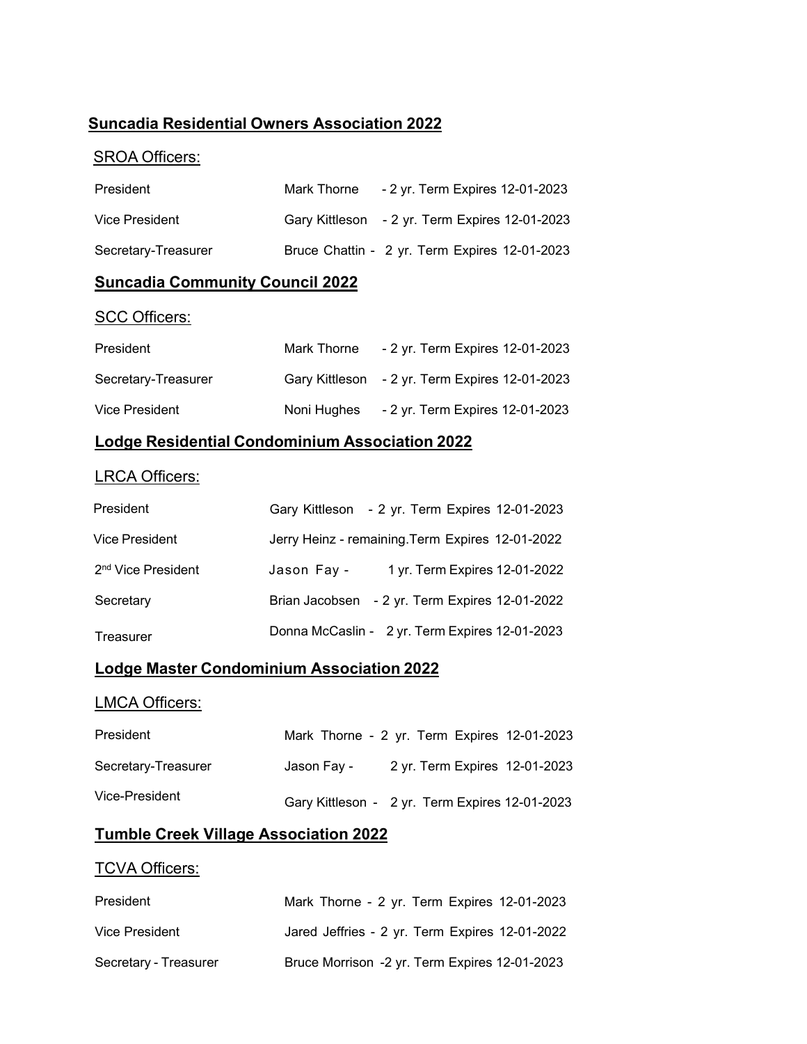## Suncadia Residential Owners Association 2022

SROA Officers:

| | | |
|---|---|---|
| President | Mark Thorne | - 2 yr. Term Expires 12-01-2023 |
| Vice President | Gary Kittleson | - 2 yr. Term Expires 12-01-2023 |
| Secretary-Treasurer | Bruce Chattin - | 2 yr. Term Expires 12-01-2023 |

## Suncadia Community Council 2022

SCC Officers:

| | | |
|---|---|---|
| President | Mark Thorne | - 2 yr. Term Expires 12-01-2023 |
| Secretary-Treasurer | Gary Kittleson | - 2 yr. Term Expires 12-01-2023 |
| Vice President | Noni Hughes | - 2 yr. Term Expires 12-01-2023 |

## Lodge Residential Condominium Association 2022

LRCA Officers:

| | | |
|---|---|---|
| President | Gary Kittleson | - 2 yr. Term Expires 12-01-2023 |
| Vice President | Jerry Heinz - | remaining.Term Expires 12-01-2022 |
| 2nd Vice President | Jason Fay - | 1 yr. Term Expires 12-01-2022 |
| Secretary | Brian Jacobsen | - 2 yr. Term Expires 12-01-2022 |
| Treasurer | Donna McCaslin - | 2 yr. Term Expires 12-01-2023 |

## Lodge Master Condominium Association 2022

LMCA Officers:

| | | |
|---|---|---|
| President | Mark Thorne - | 2 yr. Term Expires 12-01-2023 |
| Secretary-Treasurer | Jason Fay - | 2 yr. Term Expires 12-01-2023 |
| Vice-President | Gary Kittleson - | 2 yr. Term Expires 12-01-2023 |

## Tumble Creek Village Association 2022

TCVA Officers:

| | | |
|---|---|---|
| President | Mark Thorne - | 2 yr. Term Expires 12-01-2023 |
| Vice President | Jared Jeffries - | 2 yr. Term Expires 12-01-2022 |
| Secretary - Treasurer | Bruce Morrison | -2 yr. Term Expires 12-01-2023 |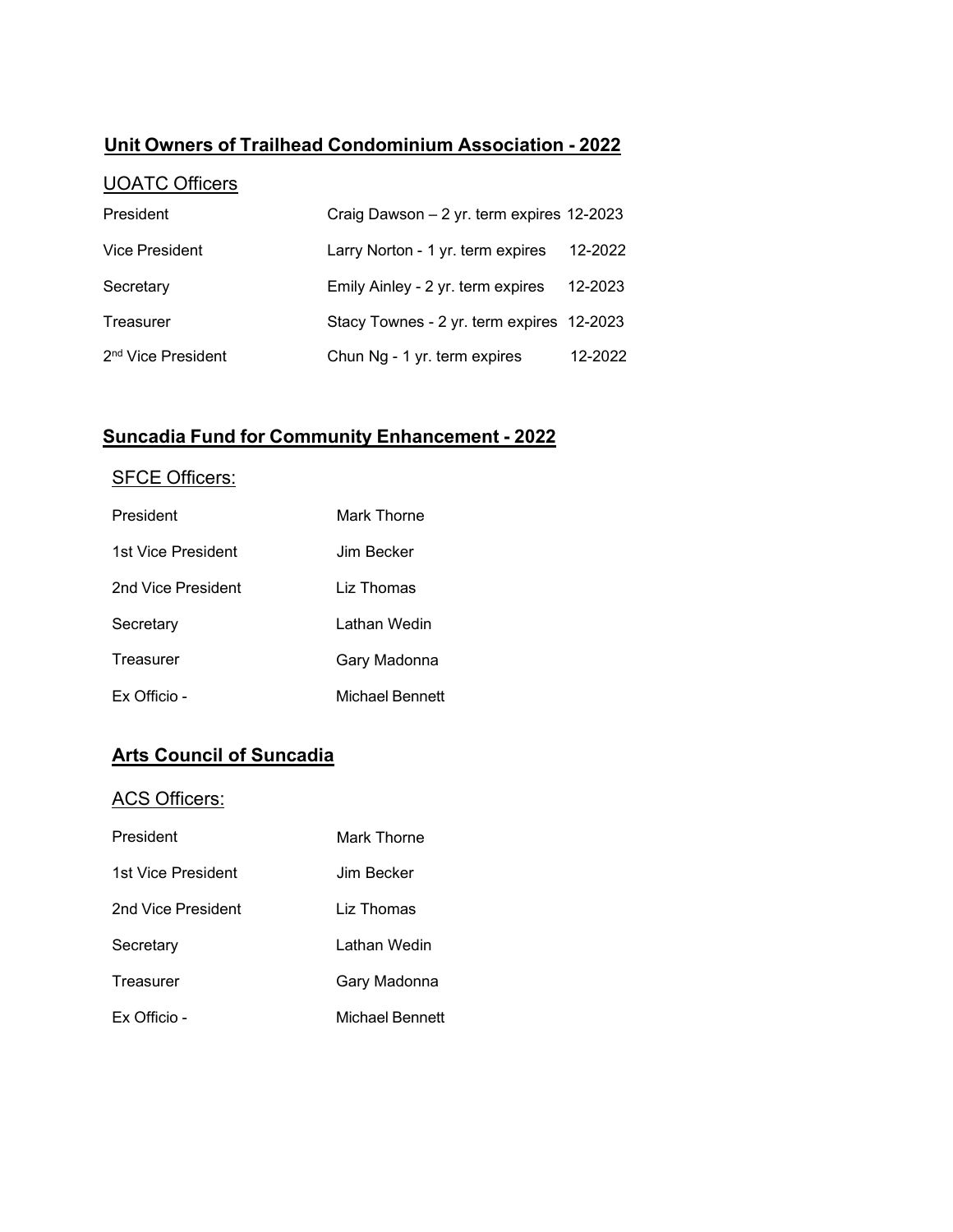## Unit Owners of Trailhead Condominium Association - 2022

### UOATC Officers

| | | |
|---|---|---|
| President | Craig Dawson – 2 yr. term expires | 12-2023 |
| Vice President | Larry Norton - 1 yr. term expires | 12-2022 |
| Secretary | Emily Ainley - 2 yr. term expires | 12-2023 |
| Treasurer | Stacy Townes - 2 yr. term expires | 12-2023 |
| 2nd Vice President | Chun Ng - 1 yr. term expires | 12-2022 |

## Suncadia Fund for Community Enhancement - 2022

### SFCE Officers:

| | |
|---|---|
| President | Mark Thorne |
| 1st Vice President | Jim Becker |
| 2nd Vice President | Liz Thomas |
| Secretary | Lathan Wedin |
| Treasurer | Gary Madonna |
| Ex Officio - | Michael Bennett |

## Arts Council of Suncadia

### ACS Officers:

| | |
|---|---|
| President | Mark Thorne |
| 1st Vice President | Jim Becker |
| 2nd Vice President | Liz Thomas |
| Secretary | Lathan Wedin |
| Treasurer | Gary Madonna |
| Ex Officio - | Michael Bennett |